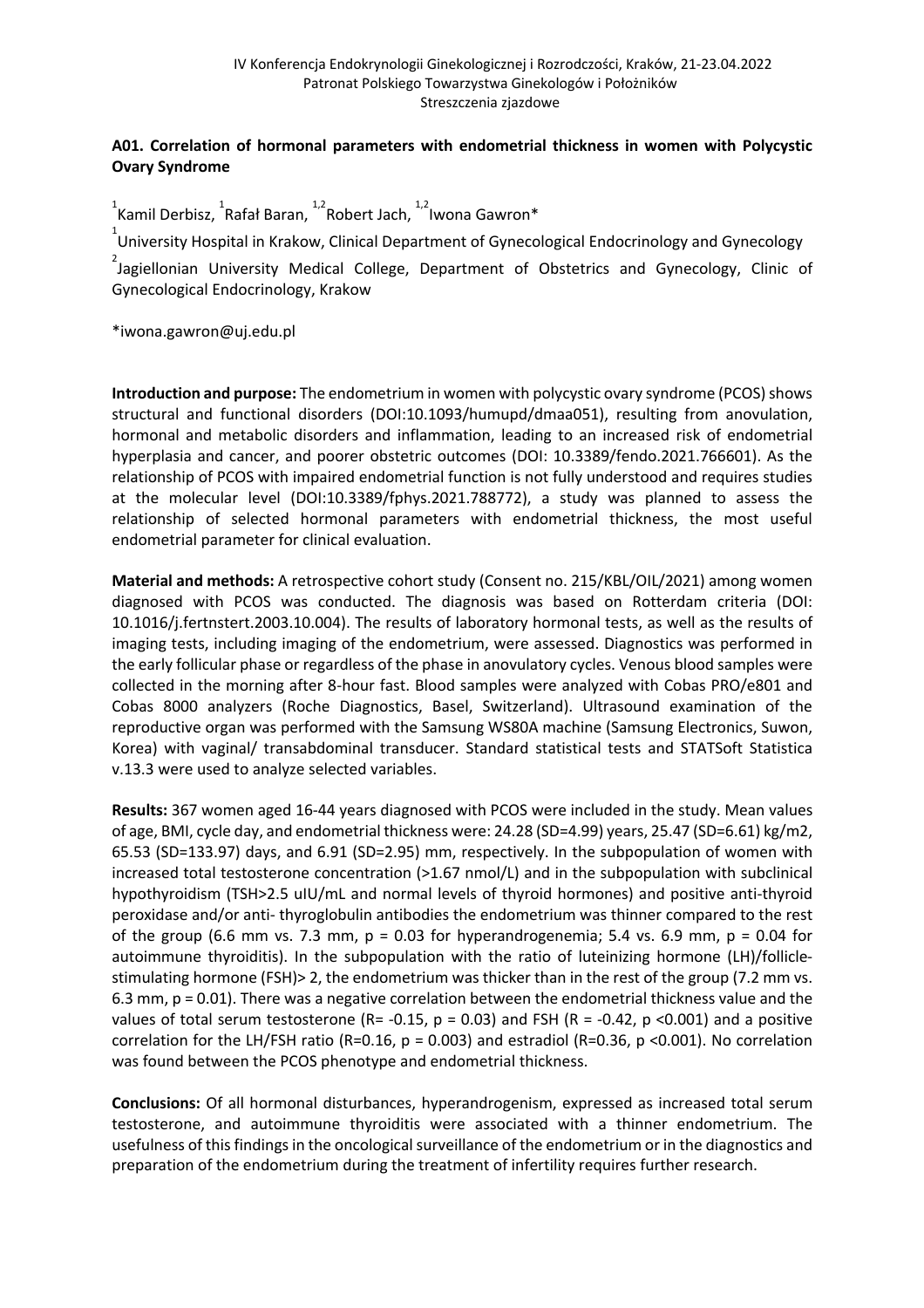## A01. Correlation of hormonal parameters with endometrial thickness in women with Polycystic Ovary Syndrome

[1]Kamil Derbisz, [1]Rafał Baran, [1,2]Robert Jach, [1,2]Iwona Gawron*

[1]University Hospital in Krakow, Clinical Department of Gynecological Endocrinology and Gynecology

[2]Jagiellonian University Medical College, Department of Obstetrics and Gynecology, Clinic of Gynecological Endocrinology, Krakow

*iwona.gawron@uj.edu.pl

**Introduction and purpose:** The endometrium in women with polycystic ovary syndrome (PCOS) shows structural and functional disorders (DOI:10.1093/humupd/dmaa051), resulting from anovulation, hormonal and metabolic disorders and inflammation, leading to an increased risk of endometrial hyperplasia and cancer, and poorer obstetric outcomes (DOI: 10.3389/fendo.2021.766601). As the relationship of PCOS with impaired endometrial function is not fully understood and requires studies at the molecular level (DOI:10.3389/fphys.2021.788772), a study was planned to assess the relationship of selected hormonal parameters with endometrial thickness, the most useful endometrial parameter for clinical evaluation.

**Material and methods:** A retrospective cohort study (Consent no. 215/KBL/OIL/2021) among women diagnosed with PCOS was conducted. The diagnosis was based on Rotterdam criteria (DOI: 10.1016/j.fertnstert.2003.10.004). The results of laboratory hormonal tests, as well as the results of imaging tests, including imaging of the endometrium, were assessed. Diagnostics was performed in the early follicular phase or regardless of the phase in anovulatory cycles. Venous blood samples were collected in the morning after 8-hour fast. Blood samples were analyzed with Cobas PRO/e801 and Cobas 8000 analyzers (Roche Diagnostics, Basel, Switzerland). Ultrasound examination of the reproductive organ was performed with the Samsung WS80A machine (Samsung Electronics, Suwon, Korea) with vaginal/ transabdominal transducer. Standard statistical tests and STATSoft Statistica v.13.3 were used to analyze selected variables.

**Results:** 367 women aged 16-44 years diagnosed with PCOS were included in the study. Mean values of age, BMI, cycle day, and endometrial thickness were: 24.28 (SD=4.99) years, 25.47 (SD=6.61) kg/m2, 65.53 (SD=133.97) days, and 6.91 (SD=2.95) mm, respectively. In the subpopulation of women with increased total testosterone concentration (>1.67 nmol/L) and in the subpopulation with subclinical hypothyroidism (TSH>2.5 uIU/mL and normal levels of thyroid hormones) and positive anti-thyroid peroxidase and/or anti- thyroglobulin antibodies the endometrium was thinner compared to the rest of the group (6.6 mm vs. 7.3 mm, $p = 0.03$ for hyperandrogenemia; 5.4 vs. 6.9 mm, $p = 0.04$ for autoimmune thyroiditis). In the subpopulation with the ratio of luteinizing hormone (LH)/follicle-stimulating hormone (FSH)> 2, the endometrium was thicker than in the rest of the group (7.2 mm vs. 6.3 mm, $p = 0.01$). There was a negative correlation between the endometrial thickness value and the values of total serum testosterone ($R = -0.15$, $p = 0.03$) and FSH ($R = -0.42$, $p < 0.001$) and a positive correlation for the LH/FSH ratio ($R = 0.16$, $p = 0.003$) and estradiol ($R = 0.36$, $p < 0.001$). No correlation was found between the PCOS phenotype and endometrial thickness.

**Conclusions:** Of all hormonal disturbances, hyperandrogenism, expressed as increased total serum testosterone, and autoimmune thyroiditis were associated with a thinner endometrium. The usefulness of this findings in the oncological surveillance of the endometrium or in the diagnostics and preparation of the endometrium during the treatment of infertility requires further research.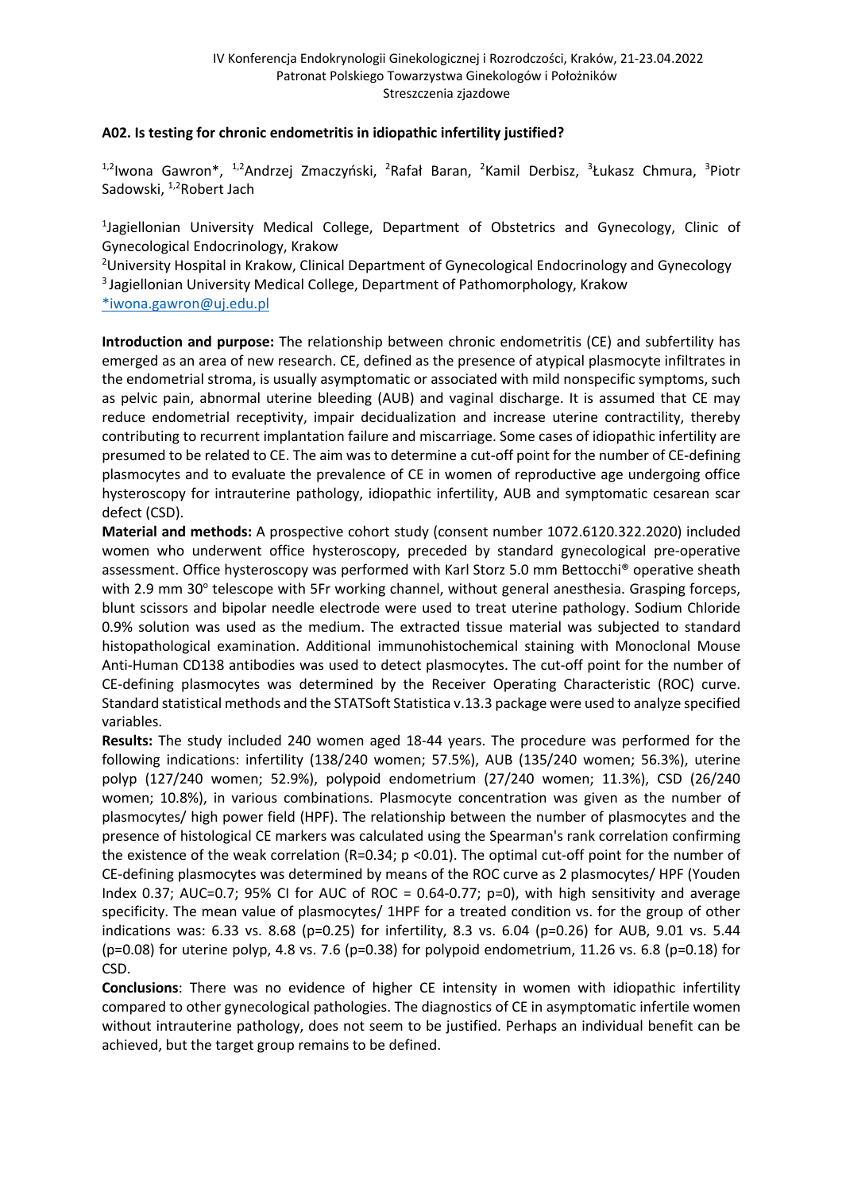## A02. Is testing for chronic endometritis in idiopathic infertility justified?

[1,2]Iwona Gawron*, [1,2]Andrzej Zmaczyński, [2]Rafał Baran, [2]Kamil Derbisz, [3]Łukasz Chmura, [3]Piotr Sadowski, [1,2]Robert Jach

[1]Jagiellonian University Medical College, Department of Obstetrics and Gynecology, Clinic of Gynecological Endocrinology, Krakow
[2]University Hospital in Krakow, Clinical Department of Gynecological Endocrinology and Gynecology
[3]Jagiellonian University Medical College, Department of Pathomorphology, Krakow
*iwona.gawron@uj.edu.pl

**Introduction and purpose:** The relationship between chronic endometritis (CE) and subfertility has emerged as an area of new research. CE, defined as the presence of atypical plasmocyte infiltrates in the endometrial stroma, is usually asymptomatic or associated with mild nonspecific symptoms, such as pelvic pain, abnormal uterine bleeding (AUB) and vaginal discharge. It is assumed that CE may reduce endometrial receptivity, impair decidualization and increase uterine contractility, thereby contributing to recurrent implantation failure and miscarriage. Some cases of idiopathic infertility are presumed to be related to CE. The aim was to determine a cut-off point for the number of CE-defining plasmocytes and to evaluate the prevalence of CE in women of reproductive age undergoing office hysteroscopy for intrauterine pathology, idiopathic infertility, AUB and symptomatic cesarean scar defect (CSD).

**Material and methods:** A prospective cohort study (consent number 1072.6120.322.2020) included women who underwent office hysteroscopy, preceded by standard gynecological pre-operative assessment. Office hysteroscopy was performed with Karl Storz 5.0 mm Bettocchi® operative sheath with 2.9 mm 30$^{o}$ telescope with 5Fr working channel, without general anesthesia. Grasping forceps, blunt scissors and bipolar needle electrode were used to treat uterine pathology. Sodium Chloride 0.9% solution was used as the medium. The extracted tissue material was subjected to standard histopathological examination. Additional immunohistochemical staining with Monoclonal Mouse Anti-Human CD138 antibodies was used to detect plasmocytes. The cut-off point for the number of CE-defining plasmocytes was determined by the Receiver Operating Characteristic (ROC) curve. Standard statistical methods and the STATSoft Statistica v.13.3 package were used to analyze specified variables.

**Results:** The study included 240 women aged 18-44 years. The procedure was performed for the following indications: infertility (138/240 women; 57.5%), AUB (135/240 women; 56.3%), uterine polyp (127/240 women; 52.9%), polypoid endometrium (27/240 women; 11.3%), CSD (26/240 women; 10.8%), in various combinations. Plasmocyte concentration was given as the number of plasmocytes/ high power field (HPF). The relationship between the number of plasmocytes and the presence of histological CE markers was calculated using the Spearman's rank correlation confirming the existence of the weak correlation ($R=0.34$; $p<0.01$). The optimal cut-off point for the number of CE-defining plasmocytes was determined by means of the ROC curve as 2 plasmocytes/ HPF (Youden Index 0.37; AUC=0.7; 95% CI for AUC of ROC = 0.64-0.77; $p=0$), with high sensitivity and average specificity. The mean value of plasmocytes/ 1HPF for a treated condition vs. for the group of other indications was: 6.33 vs. 8.68 ($p=0.25$) for infertility, 8.3 vs. 6.04 ($p=0.26$) for AUB, 9.01 vs. 5.44 ($p=0.08$) for uterine polyp, 4.8 vs. 7.6 ($p=0.38$) for polypoid endometrium, 11.26 vs. 6.8 ($p=0.18$) for CSD.

**Conclusions**: There was no evidence of higher CE intensity in women with idiopathic infertility compared to other gynecological pathologies. The diagnostics of CE in asymptomatic infertile women without intrauterine pathology, does not seem to be justified. Perhaps an individual benefit can be achieved, but the target group remains to be defined.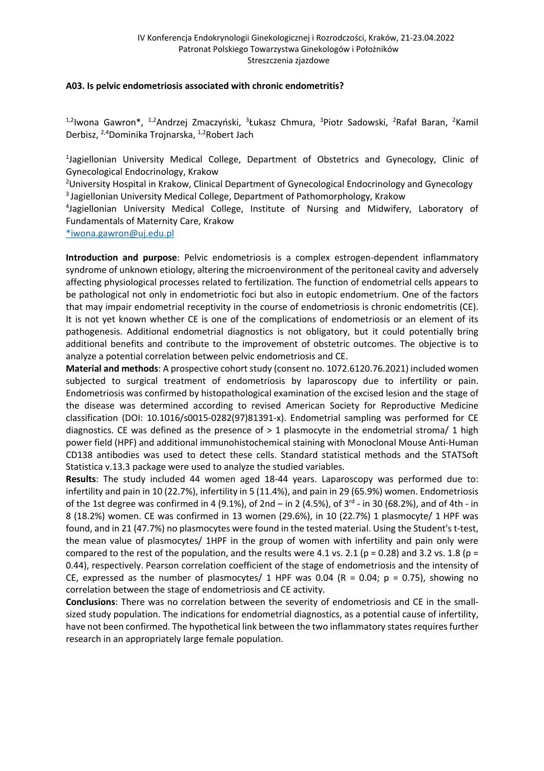### A03. Is pelvic endometriosis associated with chronic endometritis?

[1,2]Iwona Gawron*, [1,2]Andrzej Zmaczyński, [3]Łukasz Chmura, [3]Piotr Sadowski, [2]Rafał Baran, [2]Kamil Derbisz, [2,4]Dominika Trojnarska, [1,2]Robert Jach

[1]Jagiellonian University Medical College, Department of Obstetrics and Gynecology, Clinic of Gynecological Endocrinology, Krakow

[2]University Hospital in Krakow, Clinical Department of Gynecological Endocrinology and Gynecology

[3]Jagiellonian University Medical College, Department of Pathomorphology, Krakow

[4]Jagiellonian University Medical College, Institute of Nursing and Midwifery, Laboratory of Fundamentals of Maternity Care, Krakow

*iwona.gawron@uj.edu.pl

**Introduction and purpose**: Pelvic endometriosis is a complex estrogen-dependent inflammatory syndrome of unknown etiology, altering the microenvironment of the peritoneal cavity and adversely affecting physiological processes related to fertilization. The function of endometrial cells appears to be pathological not only in endometriotic foci but also in eutopic endometrium. One of the factors that may impair endometrial receptivity in the course of endometriosis is chronic endometritis (CE). It is not yet known whether CE is one of the complications of endometriosis or an element of its pathogenesis. Additional endometrial diagnostics is not obligatory, but it could potentially bring additional benefits and contribute to the improvement of obstetric outcomes. The objective is to analyze a potential correlation between pelvic endometriosis and CE.

**Material and methods**: A prospective cohort study (consent no. 1072.6120.76.2021) included women subjected to surgical treatment of endometriosis by laparoscopy due to infertility or pain. Endometriosis was confirmed by histopathological examination of the excised lesion and the stage of the disease was determined according to revised American Society for Reproductive Medicine classification (DOI: 10.1016/s0015-0282(97)81391-x). Endometrial sampling was performed for CE diagnostics. CE was defined as the presence of > 1 plasmocyte in the endometrial stroma/ 1 high power field (HPF) and additional immunohistochemical staining with Monoclonal Mouse Anti-Human CD138 antibodies was used to detect these cells. Standard statistical methods and the STATSoft Statistica v.13.3 package were used to analyze the studied variables.

**Results**: The study included 44 women aged 18-44 years. Laparoscopy was performed due to: infertility and pain in 10 (22.7%), infertility in 5 (11.4%), and pain in 29 (65.9%) women. Endometriosis of the 1st degree was confirmed in 4 (9.1%), of 2nd – in 2 (4.5%), of 3rd - in 30 (68.2%), and of 4th - in 8 (18.2%) women. CE was confirmed in 13 women (29.6%), in 10 (22.7%) 1 plasmocyte/ 1 HPF was found, and in 21 (47.7%) no plasmocytes were found in the tested material. Using the Student's t-test, the mean value of plasmocytes/ 1HPF in the group of women with infertility and pain only were compared to the rest of the population, and the results were 4.1 vs. 2.1 ($p = 0.28$) and 3.2 vs. 1.8 ($p = 0.44$), respectively. Pearson correlation coefficient of the stage of endometriosis and the intensity of CE, expressed as the number of plasmocytes/ 1 HPF was 0.04 ($R = 0.04$; $p = 0.75$), showing no correlation between the stage of endometriosis and CE activity.

**Conclusions**: There was no correlation between the severity of endometriosis and CE in the small-sized study population. The indications for endometrial diagnostics, as a potential cause of infertility, have not been confirmed. The hypothetical link between the two inflammatory states requires further research in an appropriately large female population.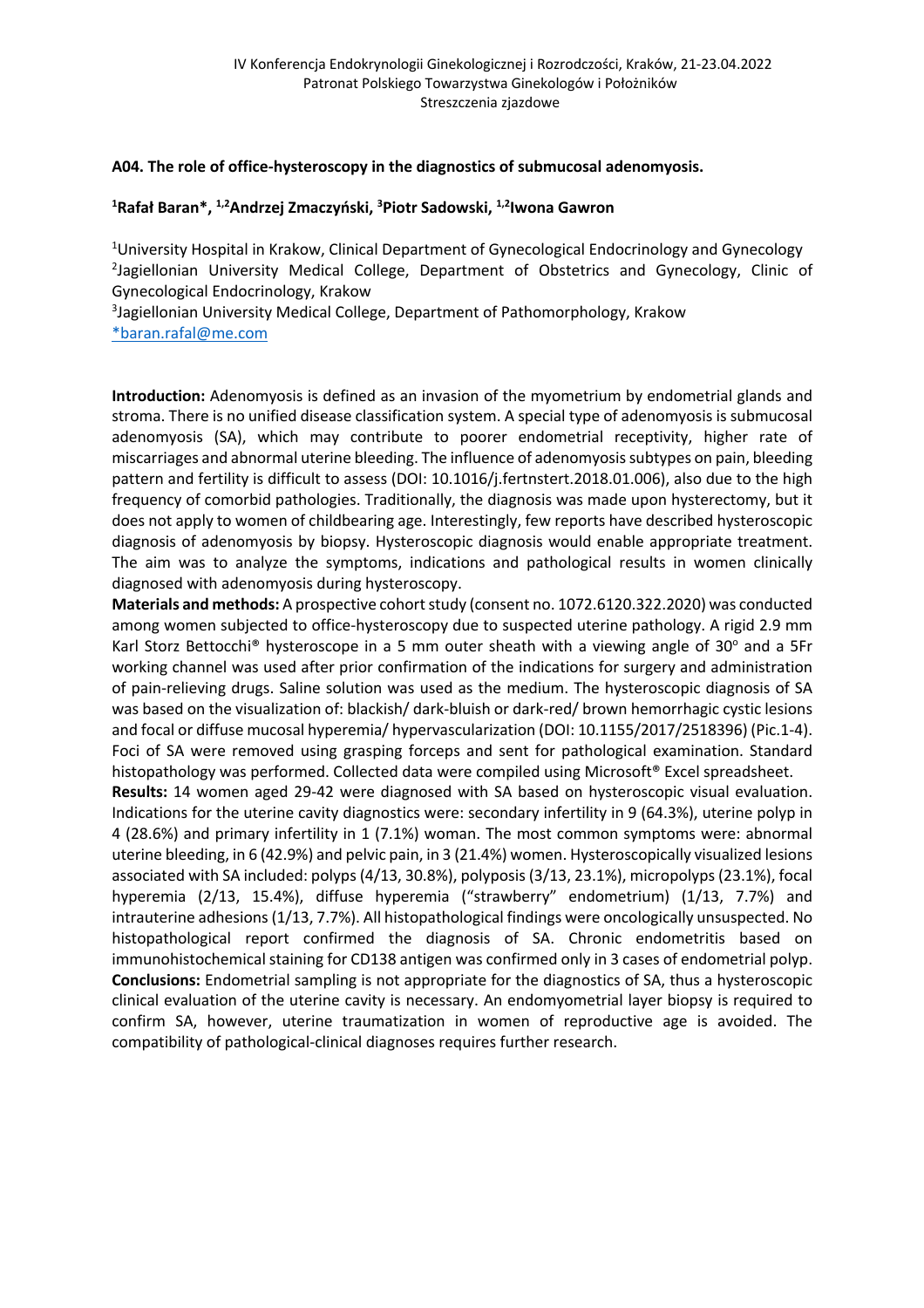## A04. The role of office-hysteroscopy in the diagnostics of submucosal adenomyosis.

**[1]Rafał Baran*, [1,2]Andrzej Zmaczyński, [3]Piotr Sadowski, [1,2]Iwona Gawron**

[1]University Hospital in Krakow, Clinical Department of Gynecological Endocrinology and Gynecology
[2]Jagiellonian University Medical College, Department of Obstetrics and Gynecology, Clinic of Gynecological Endocrinology, Krakow
[3]Jagiellonian University Medical College, Department of Pathomorphology, Krakow
*baran.rafal@me.com

**Introduction:** Adenomyosis is defined as an invasion of the myometrium by endometrial glands and stroma. There is no unified disease classification system. A special type of adenomyosis is submucosal adenomyosis (SA), which may contribute to poorer endometrial receptivity, higher rate of miscarriages and abnormal uterine bleeding. The influence of adenomyosis subtypes on pain, bleeding pattern and fertility is difficult to assess (DOI: 10.1016/j.fertnstert.2018.01.006), also due to the high frequency of comorbid pathologies. Traditionally, the diagnosis was made upon hysterectomy, but it does not apply to women of childbearing age. Interestingly, few reports have described hysteroscopic diagnosis of adenomyosis by biopsy. Hysteroscopic diagnosis would enable appropriate treatment. The aim was to analyze the symptoms, indications and pathological results in women clinically diagnosed with adenomyosis during hysteroscopy.

**Materials and methods:** A prospective cohort study (consent no. 1072.6120.322.2020) was conducted among women subjected to office-hysteroscopy due to suspected uterine pathology. A rigid 2.9 mm Karl Storz Bettocchi® hysteroscope in a 5 mm outer sheath with a viewing angle of 30° and a 5Fr working channel was used after prior confirmation of the indications for surgery and administration of pain-relieving drugs. Saline solution was used as the medium. The hysteroscopic diagnosis of SA was based on the visualization of: blackish/ dark-bluish or dark-red/ brown hemorrhagic cystic lesions and focal or diffuse mucosal hyperemia/ hypervascularization (DOI: 10.1155/2017/2518396) (Pic.1-4). Foci of SA were removed using grasping forceps and sent for pathological examination. Standard histopathology was performed. Collected data were compiled using Microsoft® Excel spreadsheet.

**Results:** 14 women aged 29-42 were diagnosed with SA based on hysteroscopic visual evaluation. Indications for the uterine cavity diagnostics were: secondary infertility in 9 (64.3%), uterine polyp in 4 (28.6%) and primary infertility in 1 (7.1%) woman. The most common symptoms were: abnormal uterine bleeding, in 6 (42.9%) and pelvic pain, in 3 (21.4%) women. Hysteroscopically visualized lesions associated with SA included: polyps (4/13, 30.8%), polyposis (3/13, 23.1%), micropolyps (23.1%), focal hyperemia (2/13, 15.4%), diffuse hyperemia ("strawberry" endometrium) (1/13, 7.7%) and intrauterine adhesions (1/13, 7.7%). All histopathological findings were oncologically unsuspected. No histopathological report confirmed the diagnosis of SA. Chronic endometritis based on immunohistochemical staining for CD138 antigen was confirmed only in 3 cases of endometrial polyp.

**Conclusions:** Endometrial sampling is not appropriate for the diagnostics of SA, thus a hysteroscopic clinical evaluation of the uterine cavity is necessary. An endomyometrial layer biopsy is required to confirm SA, however, uterine traumatization in women of reproductive age is avoided. The compatibility of pathological-clinical diagnoses requires further research.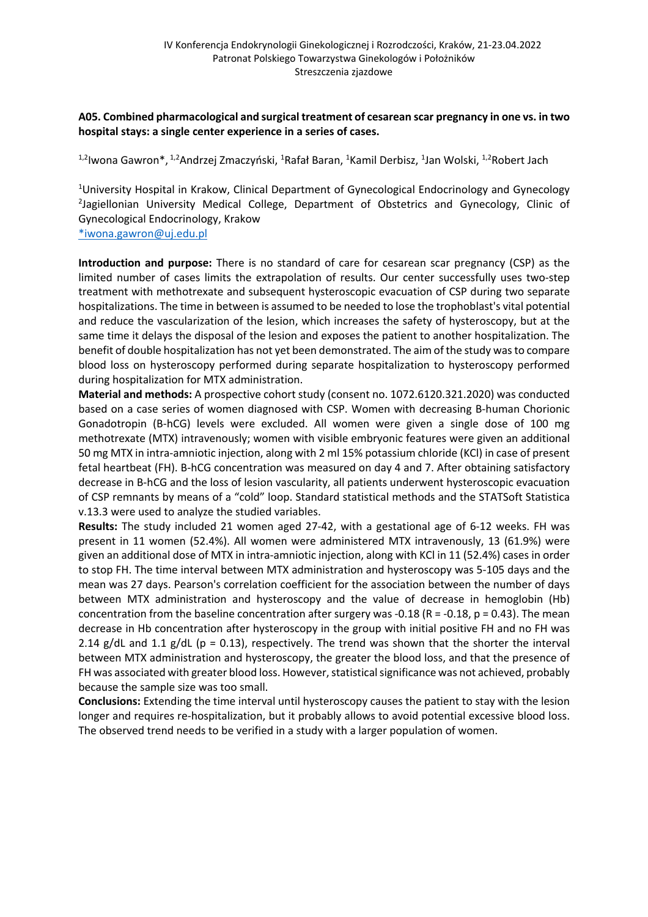### A05. Combined pharmacological and surgical treatment of cesarean scar pregnancy in one vs. in two hospital stays: a single center experience in a series of cases.

[1,2]Iwona Gawron*, [1,2]Andrzej Zmaczyński, [1]Rafał Baran, [1]Kamil Derbisz, [1]Jan Wolski, [1,2]Robert Jach

[1]University Hospital in Krakow, Clinical Department of Gynecological Endocrinology and Gynecology
[2]Jagiellonian University Medical College, Department of Obstetrics and Gynecology, Clinic of Gynecological Endocrinology, Krakow
*iwona.gawron@uj.edu.pl

**Introduction and purpose:** There is no standard of care for cesarean scar pregnancy (CSP) as the limited number of cases limits the extrapolation of results. Our center successfully uses two-step treatment with methotrexate and subsequent hysteroscopic evacuation of CSP during two separate hospitalizations. The time in between is assumed to be needed to lose the trophoblast's vital potential and reduce the vascularization of the lesion, which increases the safety of hysteroscopy, but at the same time it delays the disposal of the lesion and exposes the patient to another hospitalization. The benefit of double hospitalization has not yet been demonstrated. The aim of the study was to compare blood loss on hysteroscopy performed during separate hospitalization to hysteroscopy performed during hospitalization for MTX administration.

**Material and methods:** A prospective cohort study (consent no. 1072.6120.321.2020) was conducted based on a case series of women diagnosed with CSP. Women with decreasing B-human Chorionic Gonadotropin (B-hCG) levels were excluded. All women were given a single dose of 100 mg methotrexate (MTX) intravenously; women with visible embryonic features were given an additional 50 mg MTX in intra-amniotic injection, along with 2 ml 15% potassium chloride (KCl) in case of present fetal heartbeat (FH). B-hCG concentration was measured on day 4 and 7. After obtaining satisfactory decrease in B-hCG and the loss of lesion vascularity, all patients underwent hysteroscopic evacuation of CSP remnants by means of a "cold" loop. Standard statistical methods and the STATSoft Statistica v.13.3 were used to analyze the studied variables.

**Results:** The study included 21 women aged 27-42, with a gestational age of 6-12 weeks. FH was present in 11 women (52.4%). All women were administered MTX intravenously, 13 (61.9%) were given an additional dose of MTX in intra-amniotic injection, along with KCl in 11 (52.4%) cases in order to stop FH. The time interval between MTX administration and hysteroscopy was 5-105 days and the mean was 27 days. Pearson's correlation coefficient for the association between the number of days between MTX administration and hysteroscopy and the value of decrease in hemoglobin (Hb) concentration from the baseline concentration after surgery was -0.18 ($R = -0.18$, $p = 0.43$). The mean decrease in Hb concentration after hysteroscopy in the group with initial positive FH and no FH was 2.14 g/dL and 1.1 g/dL ($p = 0.13$), respectively. The trend was shown that the shorter the interval between MTX administration and hysteroscopy, the greater the blood loss, and that the presence of FH was associated with greater blood loss. However, statistical significance was not achieved, probably because the sample size was too small.

**Conclusions:** Extending the time interval until hysteroscopy causes the patient to stay with the lesion longer and requires re-hospitalization, but it probably allows to avoid potential excessive blood loss. The observed trend needs to be verified in a study with a larger population of women.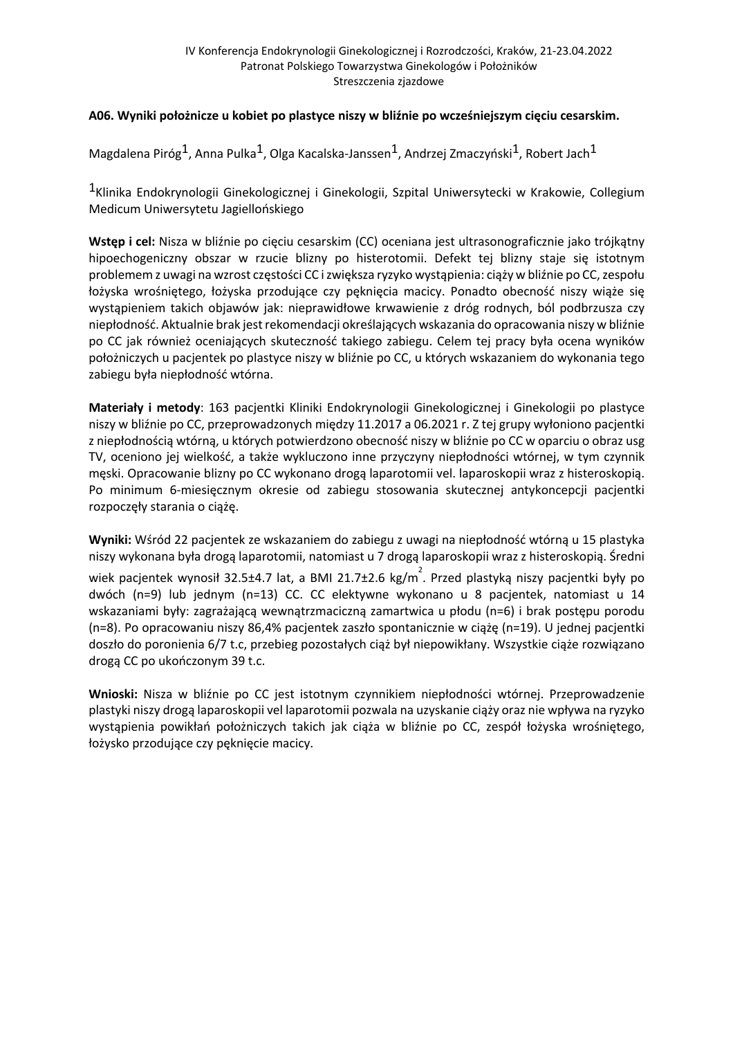## A06. Wyniki położnicze u kobiet po plastyce niszy w bliźnie po wcześniejszym cięciu cesarskim.

Magdalena Piróg[1], Anna Pulka[1], Olga Kacalska-Janssen[1], Andrzej Zmaczyński[1], Robert Jach[1]

[1]Klinika Endokrynologii Ginekologicznej i Ginekologii, Szpital Uniwersytecki w Krakowie, Collegium Medicum Uniwersytetu Jagiellońskiego

**Wstęp i cel:** Nisza w bliźnie po cięciu cesarskim (CC) oceniana jest ultrasonograficznie jako trójkątny hipoechogeniczny obszar w rzucie blizny po histerotomii. Defekt tej blizny staje się istotnym problemem z uwagi na wzrost częstości CC i zwiększa ryzyko wystąpienia: ciąży w bliźnie po CC, zespołu łożyska wrośniętego, łożyska przodujące czy pęknięcia macicy. Ponadto obecność niszy wiąże się wystąpieniem takich objawów jak: nieprawidłowe krwawienie z dróg rodnych, ból podbrzusza czy niepłodność. Aktualnie brak jest rekomendacji określających wskazania do opracowania niszy w bliźnie po CC jak również oceniających skuteczność takiego zabiegu. Celem tej pracy była ocena wyników położniczych u pacjentek po plastyce niszy w bliźnie po CC, u których wskazaniem do wykonania tego zabiegu była niepłodność wtórna.

**Materiały i metody**: 163 pacjentki Kliniki Endokrynologii Ginekologicznej i Ginekologii po plastyce niszy w bliźnie po CC, przeprowadzonych między 11.2017 a 06.2021 r. Z tej grupy wyłoniono pacjentki z niepłodnością wtórną, u których potwierdzono obecność niszy w bliźnie po CC w oparciu o obraz usg TV, oceniono jej wielkość, a także wykluczono inne przyczyny niepłodności wtórnej, w tym czynnik męski. Opracowanie blizny po CC wykonano drogą laparotomii vel. laparoskopii wraz z histeroskopią. Po minimum 6-miesięcznym okresie od zabiegu stosowania skutecznej antykoncepcji pacjentki rozpoczęły starania o ciążę.

**Wyniki:** Wśród 22 pacjentek ze wskazaniem do zabiegu z uwagi na niepłodność wtórną u 15 plastyka niszy wykonana była drogą laparotomii, natomiast u 7 drogą laparoskopii wraz z histeroskopią. Średni wiek pacjentek wynosił 32.5±4.7 lat, a BMI 21.7±2.6 kg/$m^2$. Przed plastyką niszy pacjentki były po dwóch (n=9) lub jednym (n=13) CC. CC elektywne wykonano u 8 pacjentek, natomiast u 14 wskazaniami były: zagrażającą wewnątrzmaciczną zamartwica u płodu (n=6) i brak postępu porodu (n=8). Po opracowaniu niszy 86,4% pacjentek zaszło spontanicznie w ciążę (n=19). U jednej pacjentki doszło do poronienia 6/7 t.c, przebieg pozostałych ciąż był niepowikłany. Wszystkie ciąże rozwiązano drogą CC po ukończonym 39 t.c.

**Wnioski:** Nisza w bliźnie po CC jest istotnym czynnikiem niepłodności wtórnej. Przeprowadzenie plastyki niszy drogą laparoskopii vel laparotomii pozwala na uzyskanie ciąży oraz nie wpływa na ryzyko wystąpienia powikłań położniczych takich jak ciąża w bliźnie po CC, zespół łożyska wrośniętego, łożysko przodujące czy pęknięcie macicy.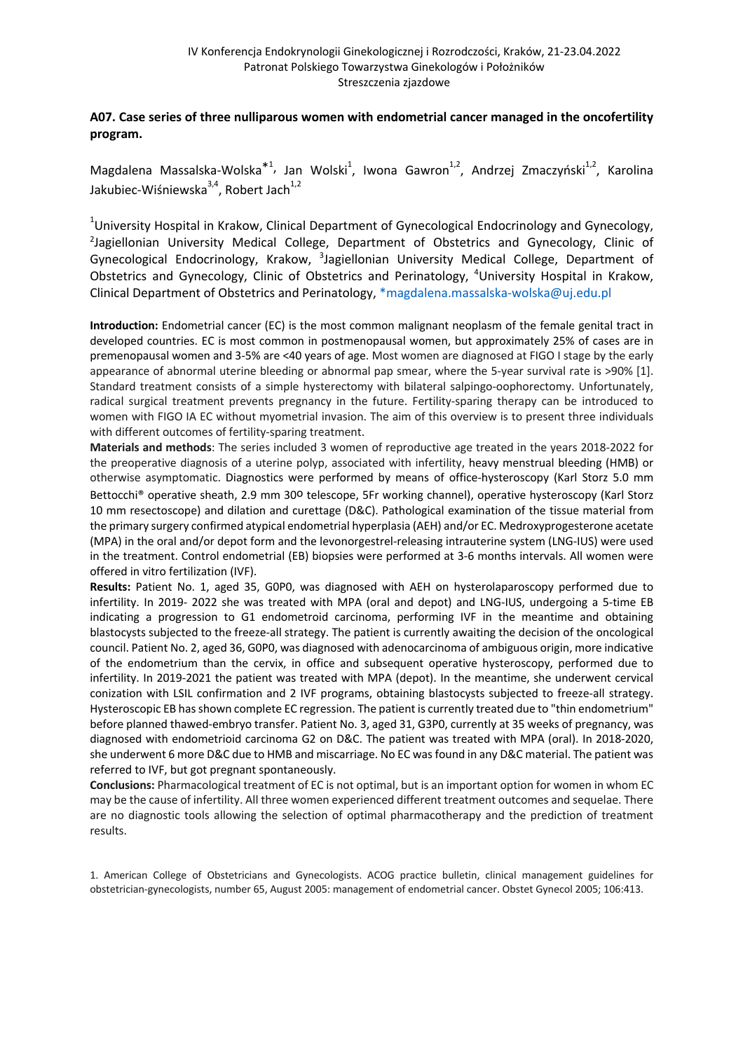## A07. Case series of three nulliparous women with endometrial cancer managed in the oncofertility program.

Magdalena Massalska-Wolska*[1], Jan Wolski[1], Iwona Gawron[1,2], Andrzej Zmaczyński[1,2], Karolina Jakubiec-Wiśniewska[3,4], Robert Jach[1,2]

[1]University Hospital in Krakow, Clinical Department of Gynecological Endocrinology and Gynecology, [2]Jagiellonian University Medical College, Department of Obstetrics and Gynecology, Clinic of Gynecological Endocrinology, Krakow, [3]Jagiellonian University Medical College, Department of Obstetrics and Gynecology, Clinic of Obstetrics and Perinatology, [4]University Hospital in Krakow, Clinical Department of Obstetrics and Perinatology, *magdalena.massalska-wolska@uj.edu.pl

**Introduction:** Endometrial cancer (EC) is the most common malignant neoplasm of the female genital tract in developed countries. EC is most common in postmenopausal women, but approximately 25% of cases are in premenopausal women and 3-5% are <40 years of age. Most women are diagnosed at FIGO I stage by the early appearance of abnormal uterine bleeding or abnormal pap smear, where the 5-year survival rate is >90% [1]. Standard treatment consists of a simple hysterectomy with bilateral salpingo-oophorectomy. Unfortunately, radical surgical treatment prevents pregnancy in the future. Fertility-sparing therapy can be introduced to women with FIGO IA EC without myometrial invasion. The aim of this overview is to present three individuals with different outcomes of fertility-sparing treatment.

**Materials and methods**: The series included 3 women of reproductive age treated in the years 2018-2022 for the preoperative diagnosis of a uterine polyp, associated with infertility, heavy menstrual bleeding (HMB) or otherwise asymptomatic. Diagnostics were performed by means of office-hysteroscopy (Karl Storz 5.0 mm Bettocchi® operative sheath, 2.9 mm 30º telescope, 5Fr working channel), operative hysteroscopy (Karl Storz 10 mm resectoscope) and dilation and curettage (D&C). Pathological examination of the tissue material from the primary surgery confirmed atypical endometrial hyperplasia (AEH) and/or EC. Medroxyprogesterone acetate (MPA) in the oral and/or depot form and the levonorgestrel-releasing intrauterine system (LNG-IUS) were used in the treatment. Control endometrial (EB) biopsies were performed at 3-6 months intervals. All women were offered in vitro fertilization (IVF).

**Results:** Patient No. 1, aged 35, G0P0, was diagnosed with AEH on hysterolaparoscopy performed due to infertility. In 2019- 2022 she was treated with MPA (oral and depot) and LNG-IUS, undergoing a 5-time EB indicating a progression to G1 endometroid carcinoma, performing IVF in the meantime and obtaining blastocysts subjected to the freeze-all strategy. The patient is currently awaiting the decision of the oncological council. Patient No. 2, aged 36, G0P0, was diagnosed with adenocarcinoma of ambiguous origin, more indicative of the endometrium than the cervix, in office and subsequent operative hysteroscopy, performed due to infertility. In 2019-2021 the patient was treated with MPA (depot). In the meantime, she underwent cervical conization with LSIL confirmation and 2 IVF programs, obtaining blastocysts subjected to freeze-all strategy. Hysteroscopic EB has shown complete EC regression. The patient is currently treated due to "thin endometrium" before planned thawed-embryo transfer. Patient No. 3, aged 31, G3P0, currently at 35 weeks of pregnancy, was diagnosed with endometrioid carcinoma G2 on D&C. The patient was treated with MPA (oral). In 2018-2020, she underwent 6 more D&C due to HMB and miscarriage. No EC was found in any D&C material. The patient was referred to IVF, but got pregnant spontaneously.

**Conclusions:** Pharmacological treatment of EC is not optimal, but is an important option for women in whom EC may be the cause of infertility. All three women experienced different treatment outcomes and sequelae. There are no diagnostic tools allowing the selection of optimal pharmacotherapy and the prediction of treatment results.

1. American College of Obstetricians and Gynecologists. ACOG practice bulletin, clinical management guidelines for obstetrician-gynecologists, number 65, August 2005: management of endometrial cancer. Obstet Gynecol 2005; 106:413.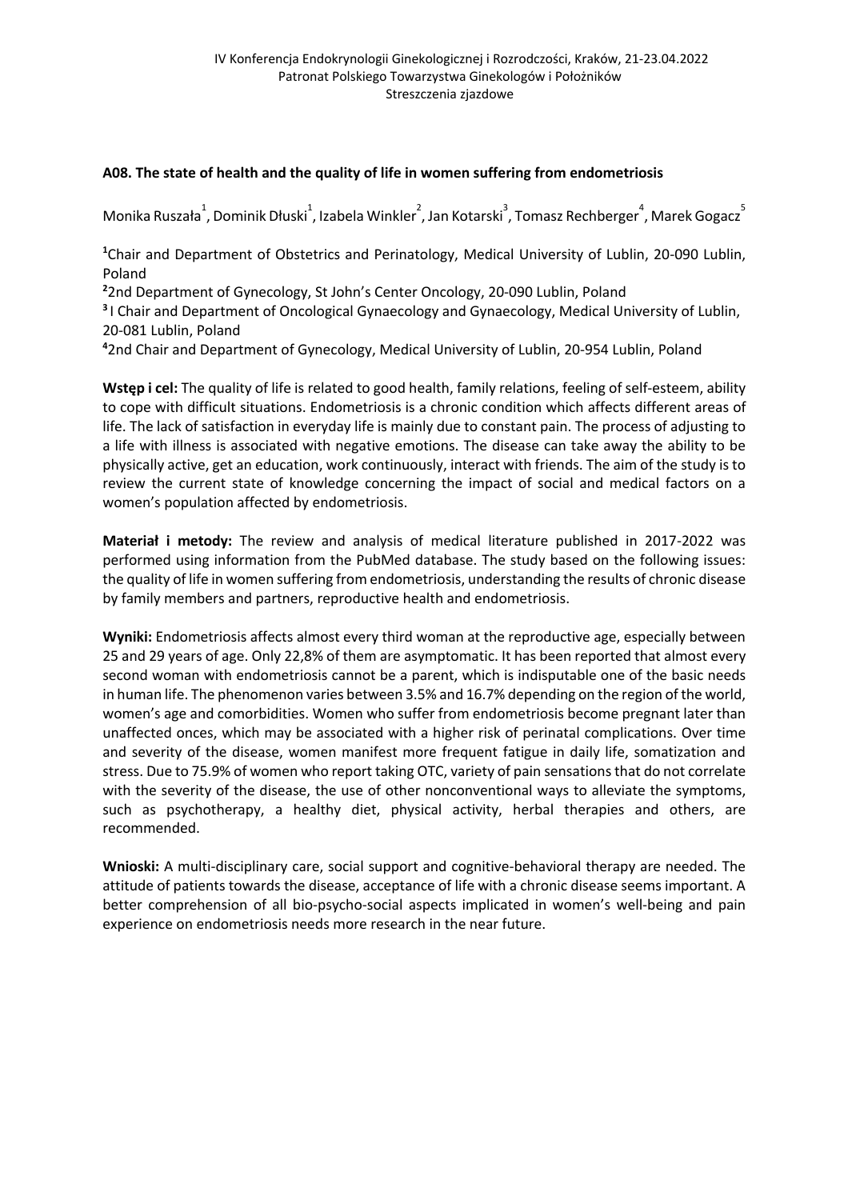### A08. The state of health and the quality of life in women suffering from endometriosis

Monika Ruszała[1], Dominik Dłuski[1], Izabela Winkler[2], Jan Kotarski[3], Tomasz Rechberger[4], Marek Gogacz[5]

[1]Chair and Department of Obstetrics and Perinatology, Medical University of Lublin, 20-090 Lublin, Poland

[2]2nd Department of Gynecology, St John's Center Oncology, 20-090 Lublin, Poland

[3]I Chair and Department of Oncological Gynaecology and Gynaecology, Medical University of Lublin, 20-081 Lublin, Poland

[4]2nd Chair and Department of Gynecology, Medical University of Lublin, 20-954 Lublin, Poland

**Wstęp i cel:** The quality of life is related to good health, family relations, feeling of self-esteem, ability to cope with difficult situations. Endometriosis is a chronic condition which affects different areas of life. The lack of satisfaction in everyday life is mainly due to constant pain. The process of adjusting to a life with illness is associated with negative emotions. The disease can take away the ability to be physically active, get an education, work continuously, interact with friends. The aim of the study is to review the current state of knowledge concerning the impact of social and medical factors on a women's population affected by endometriosis.

**Materiał i metody:** The review and analysis of medical literature published in 2017-2022 was performed using information from the PubMed database. The study based on the following issues: the quality of life in women suffering from endometriosis, understanding the results of chronic disease by family members and partners, reproductive health and endometriosis.

**Wyniki:** Endometriosis affects almost every third woman at the reproductive age, especially between 25 and 29 years of age. Only 22,8% of them are asymptomatic. It has been reported that almost every second woman with endometriosis cannot be a parent, which is indisputable one of the basic needs in human life. The phenomenon varies between 3.5% and 16.7% depending on the region of the world, women's age and comorbidities. Women who suffer from endometriosis become pregnant later than unaffected onces, which may be associated with a higher risk of perinatal complications. Over time and severity of the disease, women manifest more frequent fatigue in daily life, somatization and stress. Due to 75.9% of women who report taking OTC, variety of pain sensations that do not correlate with the severity of the disease, the use of other nonconventional ways to alleviate the symptoms, such as psychotherapy, a healthy diet, physical activity, herbal therapies and others, are recommended.

**Wnioski:** A multi-disciplinary care, social support and cognitive-behavioral therapy are needed. The attitude of patients towards the disease, acceptance of life with a chronic disease seems important. A better comprehension of all bio-psycho-social aspects implicated in women's well-being and pain experience on endometriosis needs more research in the near future.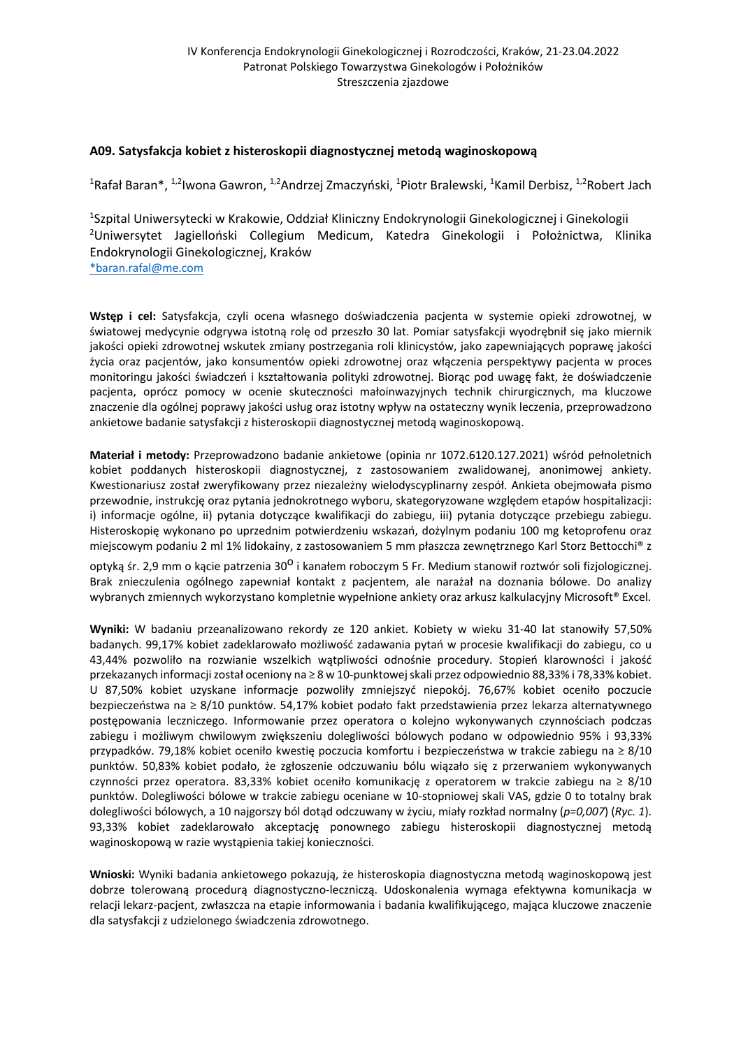## A09. Satysfakcja kobiet z histeroskopii diagnostycznej metodą waginoskopową

[1]Rafał Baran*, [1,2]Iwona Gawron, [1,2]Andrzej Zmaczyński, [1]Piotr Bralewski, [1]Kamil Derbisz, [1,2]Robert Jach

[1]Szpital Uniwersytecki w Krakowie, Oddział Kliniczny Endokrynologii Ginekologicznej i Ginekologii
[2]Uniwersytet Jagielloński Collegium Medicum, Katedra Ginekologii i Położnictwa, Klinika Endokrynologii Ginekologicznej, Kraków
*baran.rafal@me.com

**Wstęp i cel:** Satysfakcja, czyli ocena własnego doświadczenia pacjenta w systemie opieki zdrowotnej, w światowej medycynie odgrywa istotną rolę od przeszło 30 lat. Pomiar satysfakcji wyodrębnił się jako miernik jakości opieki zdrowotnej wskutek zmiany postrzegania roli klinicystów, jako zapewniających poprawę jakości życia oraz pacjentów, jako konsumentów opieki zdrowotnej oraz włączenia perspektywy pacjenta w proces monitoringu jakości świadczeń i kształtowania polityki zdrowotnej. Biorąc pod uwagę fakt, że doświadczenie pacjenta, oprócz pomocy w ocenie skuteczności małoinwazyjnych technik chirurgicznych, ma kluczowe znaczenie dla ogólnej poprawy jakości usług oraz istotny wpływ na ostateczny wynik leczenia, przeprowadzono ankietowe badanie satysfakcji z histeroskopii diagnostycznej metodą waginoskopową.

**Materiał i metody:** Przeprowadzono badanie ankietowe (opinia nr 1072.6120.127.2021) wśród pełnoletnich kobiet poddanych histeroskopii diagnostycznej, z zastosowaniem zwalidowanej, anonimowej ankiety. Kwestionariusz został zweryfikowany przez niezależny wielodyscyplinarny zespół. Ankieta obejmowała pismo przewodnie, instrukcję oraz pytania jednokrotnego wyboru, skategoryzowane względem etapów hospitalizacji: i) informacje ogólne, ii) pytania dotyczące kwalifikacji do zabiegu, iii) pytania dotyczące przebiegu zabiegu. Histeroskopię wykonano po uprzednim potwierdzeniu wskazań, dożylnym podaniu 100 mg ketoprofenu oraz miejscowym podaniu 2 ml 1% lidokainy, z zastosowaniem 5 mm płaszcza zewnętrznego Karl Storz Bettocchi® z optyką śr. 2,9 mm o kącie patrzenia 30$^{o}$ i kanałem roboczym 5 Fr. Medium stanowił roztwór soli fizjologicznej. Brak znieczulenia ogólnego zapewniał kontakt z pacjentem, ale narażał na doznania bólowe. Do analizy wybranych zmiennych wykorzystano kompletnie wypełnione ankiety oraz arkusz kalkulacyjny Microsoft® Excel.

**Wyniki:** W badaniu przeanalizowano rekordy ze 120 ankiet. Kobiety w wieku 31-40 lat stanowiły 57,50% badanych. 99,17% kobiet zadeklarowało możliwość zadawania pytań w procesie kwalifikacji do zabiegu, co u 43,44% pozwoliło na rozwianie wszelkich wątpliwości odnośnie procedury. Stopień klarowności i jakość przekazanych informacji został oceniony na ≥ 8 w 10-punktowej skali przez odpowiednio 88,33% i 78,33% kobiet. U 87,50% kobiet uzyskane informacje pozwoliły zmniejszyć niepokój. 76,67% kobiet oceniło poczucie bezpieczeństwa na ≥ 8/10 punktów. 54,17% kobiet podało fakt przedstawienia przez lekarza alternatywnego postępowania leczniczego. Informowanie przez operatora o kolejno wykonywanych czynnościach podczas zabiegu i możliwym chwilowym zwiększeniu dolegliwości bólowych podano w odpowiednio 95% i 93,33% przypadków. 79,18% kobiet oceniło kwestię poczucia komfortu i bezpieczeństwa w trakcie zabiegu na ≥ 8/10 punktów. 50,83% kobiet podało, że zgłoszenie odczuwaniu bólu wiązało się z przerwaniem wykonywanych czynności przez operatora. 83,33% kobiet oceniło komunikację z operatorem w trakcie zabiegu na ≥ 8/10 punktów. Dolegliwości bólowe w trakcie zabiegu oceniane w 10-stopniowej skali VAS, gdzie 0 to totalny brak dolegliwości bólowych, a 10 najgorszy ból dotąd odczuwany w życiu, miały rozkład normalny (*p=0,007*) (*Ryc. 1*). 93,33% kobiet zadeklarowało akceptację ponownego zabiegu histeroskopii diagnostycznej metodą waginoskopową w razie wystąpienia takiej konieczności.

**Wnioski:** Wyniki badania ankietowego pokazują, że histeroskopia diagnostyczna metodą waginoskopową jest dobrze tolerowaną procedurą diagnostyczno-leczniczą. Udoskonalenia wymaga efektywna komunikacja w relacji lekarz-pacjent, zwłaszcza na etapie informowania i badania kwalifikującego, mająca kluczowe znaczenie dla satysfakcji z udzielonego świadczenia zdrowotnego.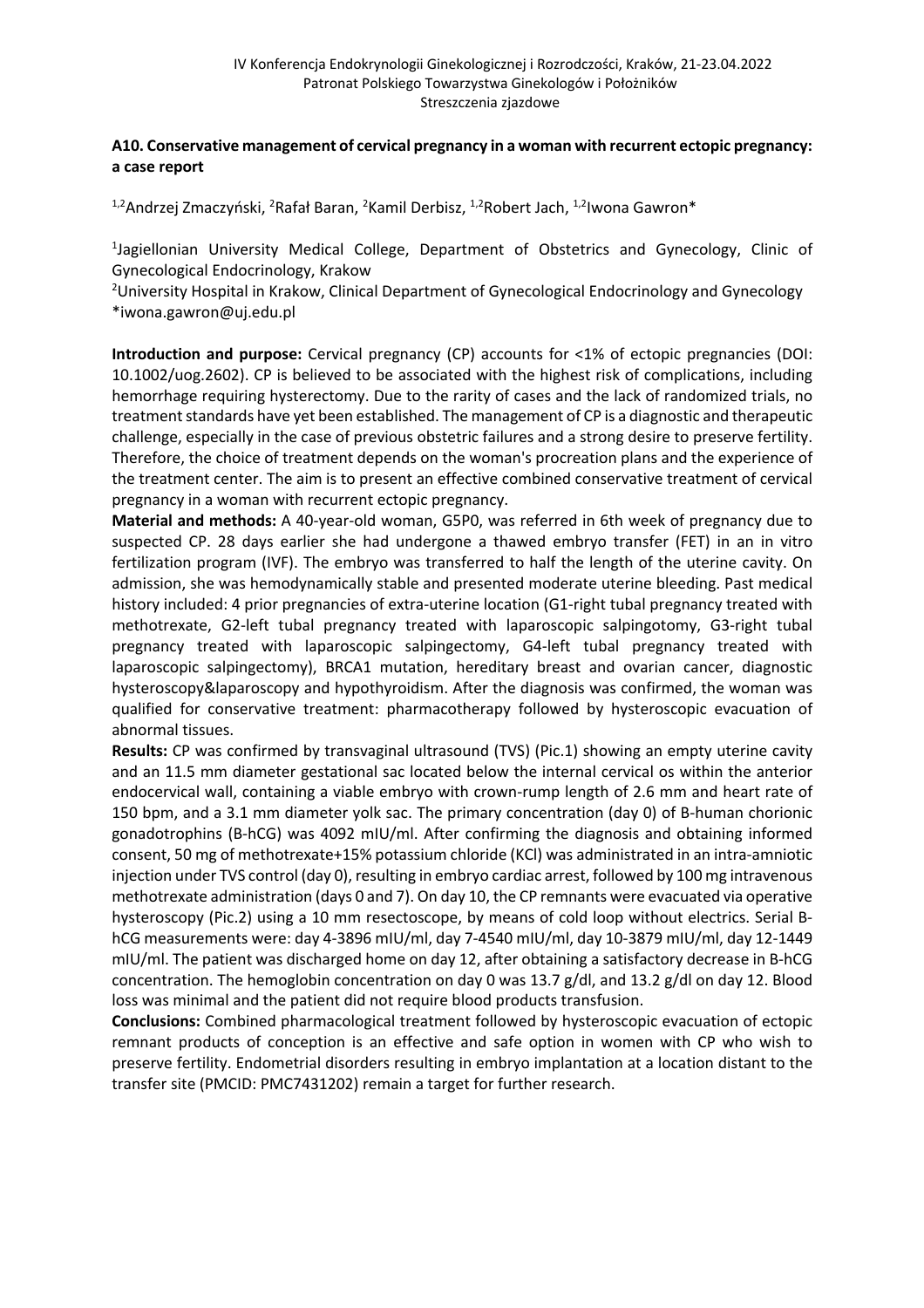## A10. Conservative management of cervical pregnancy in a woman with recurrent ectopic pregnancy: a case report

[1,2]Andrzej Zmaczyński, [2]Rafał Baran, [2]Kamil Derbisz, [1,2]Robert Jach, [1,2]Iwona Gawron*

[1]Jagiellonian University Medical College, Department of Obstetrics and Gynecology, Clinic of Gynecological Endocrinology, Krakow

[2]University Hospital in Krakow, Clinical Department of Gynecological Endocrinology and Gynecology

*iwona.gawron@uj.edu.pl

**Introduction and purpose:** Cervical pregnancy (CP) accounts for <1% of ectopic pregnancies (DOI: 10.1002/uog.2602). CP is believed to be associated with the highest risk of complications, including hemorrhage requiring hysterectomy. Due to the rarity of cases and the lack of randomized trials, no treatment standards have yet been established. The management of CP is a diagnostic and therapeutic challenge, especially in the case of previous obstetric failures and a strong desire to preserve fertility. Therefore, the choice of treatment depends on the woman's procreation plans and the experience of the treatment center. The aim is to present an effective combined conservative treatment of cervical pregnancy in a woman with recurrent ectopic pregnancy.

**Material and methods:** A 40-year-old woman, G5P0, was referred in 6th week of pregnancy due to suspected CP. 28 days earlier she had undergone a thawed embryo transfer (FET) in an in vitro fertilization program (IVF). The embryo was transferred to half the length of the uterine cavity. On admission, she was hemodynamically stable and presented moderate uterine bleeding. Past medical history included: 4 prior pregnancies of extra-uterine location (G1-right tubal pregnancy treated with methotrexate, G2-left tubal pregnancy treated with laparoscopic salpingotomy, G3-right tubal pregnancy treated with laparoscopic salpingectomy, G4-left tubal pregnancy treated with laparoscopic salpingectomy), BRCA1 mutation, hereditary breast and ovarian cancer, diagnostic hysteroscopy&laparoscopy and hypothyroidism. After the diagnosis was confirmed, the woman was qualified for conservative treatment: pharmacotherapy followed by hysteroscopic evacuation of abnormal tissues.

**Results:** CP was confirmed by transvaginal ultrasound (TVS) (Pic.1) showing an empty uterine cavity and an 11.5 mm diameter gestational sac located below the internal cervical os within the anterior endocervical wall, containing a viable embryo with crown-rump length of 2.6 mm and heart rate of 150 bpm, and a 3.1 mm diameter yolk sac. The primary concentration (day 0) of B-human chorionic gonadotrophins (B-hCG) was 4092 mIU/ml. After confirming the diagnosis and obtaining informed consent, 50 mg of methotrexate+15% potassium chloride (KCl) was administrated in an intra-amniotic injection under TVS control (day 0), resulting in embryo cardiac arrest, followed by 100 mg intravenous methotrexate administration (days 0 and 7). On day 10, the CP remnants were evacuated via operative hysteroscopy (Pic.2) using a 10 mm resectoscope, by means of cold loop without electrics. Serial B-hCG measurements were: day 4-3896 mIU/ml, day 7-4540 mIU/ml, day 10-3879 mIU/ml, day 12-1449 mIU/ml. The patient was discharged home on day 12, after obtaining a satisfactory decrease in B-hCG concentration. The hemoglobin concentration on day 0 was 13.7 g/dl, and 13.2 g/dl on day 12. Blood loss was minimal and the patient did not require blood products transfusion.

**Conclusions:** Combined pharmacological treatment followed by hysteroscopic evacuation of ectopic remnant products of conception is an effective and safe option in women with CP who wish to preserve fertility. Endometrial disorders resulting in embryo implantation at a location distant to the transfer site (PMCID: PMC7431202) remain a target for further research.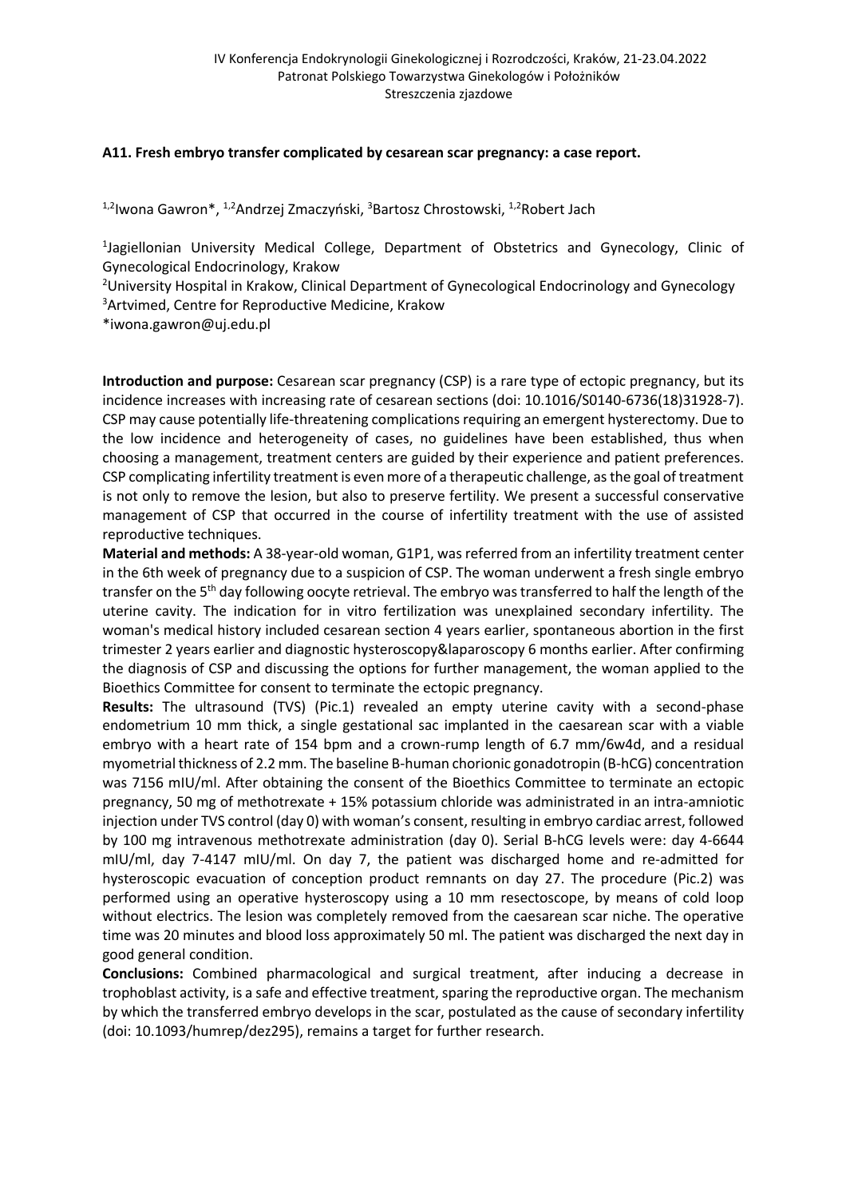### A11. Fresh embryo transfer complicated by cesarean scar pregnancy: a case report.

[1,2]Iwona Gawron*, [1,2]Andrzej Zmaczyński, [3]Bartosz Chrostowski, [1,2]Robert Jach

[1]Jagiellonian University Medical College, Department of Obstetrics and Gynecology, Clinic of Gynecological Endocrinology, Krakow
[2]University Hospital in Krakow, Clinical Department of Gynecological Endocrinology and Gynecology
[3]Artvimed, Centre for Reproductive Medicine, Krakow
*iwona.gawron@uj.edu.pl

**Introduction and purpose:** Cesarean scar pregnancy (CSP) is a rare type of ectopic pregnancy, but its incidence increases with increasing rate of cesarean sections (doi: 10.1016/S0140-6736(18)31928-7). CSP may cause potentially life-threatening complications requiring an emergent hysterectomy. Due to the low incidence and heterogeneity of cases, no guidelines have been established, thus when choosing a management, treatment centers are guided by their experience and patient preferences. CSP complicating infertility treatment is even more of a therapeutic challenge, as the goal of treatment is not only to remove the lesion, but also to preserve fertility. We present a successful conservative management of CSP that occurred in the course of infertility treatment with the use of assisted reproductive techniques.

**Material and methods:** A 38-year-old woman, G1P1, was referred from an infertility treatment center in the 6th week of pregnancy due to a suspicion of CSP. The woman underwent a fresh single embryo transfer on the 5th day following oocyte retrieval. The embryo was transferred to half the length of the uterine cavity. The indication for in vitro fertilization was unexplained secondary infertility. The woman's medical history included cesarean section 4 years earlier, spontaneous abortion in the first trimester 2 years earlier and diagnostic hysteroscopy&laparoscopy 6 months earlier. After confirming the diagnosis of CSP and discussing the options for further management, the woman applied to the Bioethics Committee for consent to terminate the ectopic pregnancy.

**Results:** The ultrasound (TVS) (Pic.1) revealed an empty uterine cavity with a second-phase endometrium 10 mm thick, a single gestational sac implanted in the caesarean scar with a viable embryo with a heart rate of 154 bpm and a crown-rump length of 6.7 mm/6w4d, and a residual myometrial thickness of 2.2 mm. The baseline B-human chorionic gonadotropin (B-hCG) concentration was 7156 mIU/ml. After obtaining the consent of the Bioethics Committee to terminate an ectopic pregnancy, 50 mg of methotrexate + 15% potassium chloride was administrated in an intra-amniotic injection under TVS control (day 0) with woman's consent, resulting in embryo cardiac arrest, followed by 100 mg intravenous methotrexate administration (day 0). Serial B-hCG levels were: day 4-6644 mIU/ml, day 7-4147 mIU/ml. On day 7, the patient was discharged home and re-admitted for hysteroscopic evacuation of conception product remnants on day 27. The procedure (Pic.2) was performed using an operative hysteroscopy using a 10 mm resectoscope, by means of cold loop without electrics. The lesion was completely removed from the caesarean scar niche. The operative time was 20 minutes and blood loss approximately 50 ml. The patient was discharged the next day in good general condition.

**Conclusions:** Combined pharmacological and surgical treatment, after inducing a decrease in trophoblast activity, is a safe and effective treatment, sparing the reproductive organ. The mechanism by which the transferred embryo develops in the scar, postulated as the cause of secondary infertility (doi: 10.1093/humrep/dez295), remains a target for further research.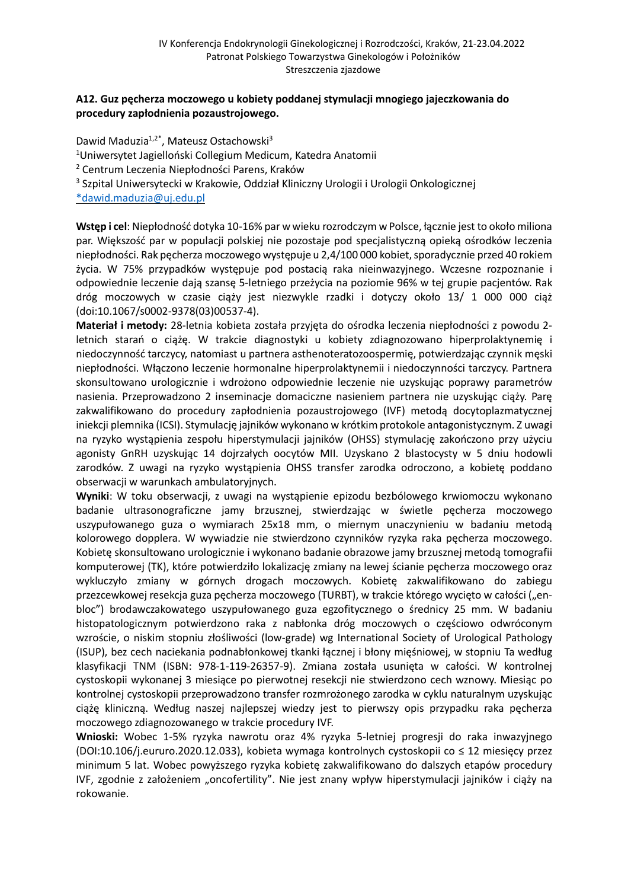### A12. Guz pęcherza moczowego u kobiety poddanej stymulacji mnogiego jajeczkowania do procedury zapłodnienia pozaustrojowego.

Dawid Maduzia[1,2*], Mateusz Ostachowski[3]

[1]Uniwersytet Jagielloński Collegium Medicum, Katedra Anatomii

[2] Centrum Leczenia Niepłodności Parens, Kraków

[3] Szpital Uniwersytecki w Krakowie, Oddział Kliniczny Urologii i Urologii Onkologicznej

*dawid.maduzia@uj.edu.pl

**Wstęp i cel**: Niepłodność dotyka 10-16% par w wieku rozrodczym w Polsce, łącznie jest to około miliona par. Większość par w populacji polskiej nie pozostaje pod specjalistyczną opieką ośrodków leczenia niepłodności. Rak pęcherza moczowego występuje u 2,4/100 000 kobiet, sporadycznie przed 40 rokiem życia. W 75% przypadków występuje pod postacią raka nieinwazyjnego. Wczesne rozpoznanie i odpowiednie leczenie dają szansę 5-letniego przeżycia na poziomie 96% w tej grupie pacjentów. Rak dróg moczowych w czasie ciąży jest niezwykle rzadki i dotyczy około 13/ 1 000 000 ciąż (doi:10.1067/s0002-9378(03)00537-4).

**Materiał i metody:** 28-letnia kobieta została przyjęta do ośrodka leczenia niepłodności z powodu 2-letnich starań o ciążę. W trakcie diagnostyki u kobiety zdiagnozowano hiperprolaktynemię i niedoczynność tarczycy, natomiast u partnera asthenoteratozoospermię, potwierdzając czynnik męski niepłodności. Włączono leczenie hormonalne hiperprolaktynemii i niedoczynności tarczycy. Partnera skonsultowano urologicznie i wdrożono odpowiednie leczenie nie uzyskując poprawy parametrów nasienia. Przeprowadzono 2 inseminacje domaciczne nasieniem partnera nie uzyskując ciąży. Parę zakwalifikowano do procedury zapłodnienia pozaustrojowego (IVF) metodą docytoplazmatycznej iniekcji plemnika (ICSI). Stymulację jajników wykonano w krótkim protokole antagonistycznym. Z uwagi na ryzyko wystąpienia zespołu hiperstymulacji jajników (OHSS) stymulację zakończono przy użyciu agonisty GnRH uzyskując 14 dojrzałych oocytów MII. Uzyskano 2 blastocysty w 5 dniu hodowli zarodków. Z uwagi na ryzyko wystąpienia OHSS transfer zarodka odroczono, a kobietę poddano obserwacji w warunkach ambulatoryjnych.

**Wyniki**: W toku obserwacji, z uwagi na wystąpienie epizodu bezbólowego krwiomoczu wykonano badanie ultrasonograficzne jamy brzusznej, stwierdzając w świetle pęcherza moczowego uszypułowanego guza o wymiarach 25x18 mm, o miernym unaczynieniu w badaniu metodą kolorowego dopplera. W wywiadzie nie stwierdzono czynników ryzyka raka pęcherza moczowego. Kobietę skonsultowano urologicznie i wykonano badanie obrazowe jamy brzusznej metodą tomografii komputerowej (TK), które potwierdziło lokalizację zmiany na lewej ścianie pęcherza moczowego oraz wykluczyło zmiany w górnych drogach moczowych. Kobietę zakwalifikowano do zabiegu przezcewkowej resekcja guza pęcherza moczowego (TURBT), w trakcie którego wycięto w całości („en-bloc") brodawczakowatego uszypułowanego guza egzofitycznego o średnicy 25 mm. W badaniu histopatologicznym potwierdzono raka z nabłonka dróg moczowych o częściowo odwróconym wzroście, o niskim stopniu złośliwości (low-grade) wg International Society of Urological Pathology (ISUP), bez cech naciekania podnabłonkowej tkanki łącznej i błony mięśniowej, w stopniu Ta według klasyfikacji TNM (ISBN: 978-1-119-26357-9). Zmiana została usunięta w całości. W kontrolnej cystoskopii wykonanej 3 miesiące po pierwotnej resekcji nie stwierdzono cech wznowy. Miesiąc po kontrolnej cystoskopii przeprowadzono transfer rozmrożonego zarodka w cyklu naturalnym uzyskując ciążę kliniczną. Według naszej najlepszej wiedzy jest to pierwszy opis przypadku raka pęcherza moczowego zdiagnozowanego w trakcie procedury IVF.

**Wnioski:** Wobec 1-5% ryzyka nawrotu oraz 4% ryzyka 5-letniej progresji do raka inwazyjnego (DOI:10.106/j.eururo.2020.12.033), kobieta wymaga kontrolnych cystoskopii co ≤ 12 miesięcy przez minimum 5 lat. Wobec powyższego ryzyka kobietę zakwalifikowano do dalszych etapów procedury IVF, zgodnie z założeniem „oncofertility". Nie jest znany wpływ hiperstymulacji jajników i ciąży na rokowanie.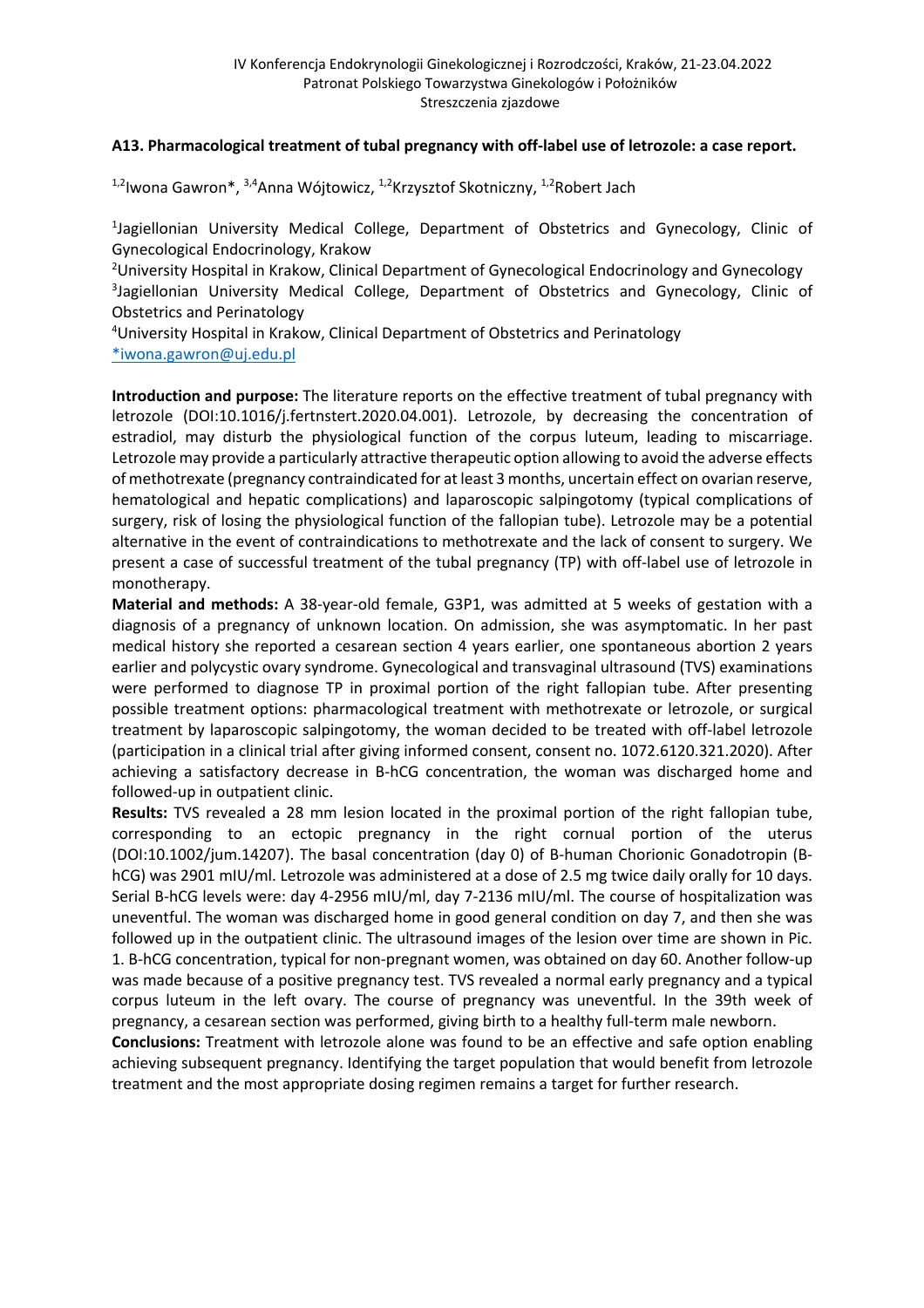### A13. Pharmacological treatment of tubal pregnancy with off-label use of letrozole: a case report.

[1,2]Iwona Gawron*, [3,4]Anna Wójtowicz, [1,2]Krzysztof Skotniczny, [1,2]Robert Jach

[1]Jagiellonian University Medical College, Department of Obstetrics and Gynecology, Clinic of Gynecological Endocrinology, Krakow
[2]University Hospital in Krakow, Clinical Department of Gynecological Endocrinology and Gynecology
[3]Jagiellonian University Medical College, Department of Obstetrics and Gynecology, Clinic of Obstetrics and Perinatology
[4]University Hospital in Krakow, Clinical Department of Obstetrics and Perinatology
*iwona.gawron@uj.edu.pl

**Introduction and purpose:** The literature reports on the effective treatment of tubal pregnancy with letrozole (DOI:10.1016/j.fertnstert.2020.04.001). Letrozole, by decreasing the concentration of estradiol, may disturb the physiological function of the corpus luteum, leading to miscarriage. Letrozole may provide a particularly attractive therapeutic option allowing to avoid the adverse effects of methotrexate (pregnancy contraindicated for at least 3 months, uncertain effect on ovarian reserve, hematological and hepatic complications) and laparoscopic salpingotomy (typical complications of surgery, risk of losing the physiological function of the fallopian tube). Letrozole may be a potential alternative in the event of contraindications to methotrexate and the lack of consent to surgery. We present a case of successful treatment of the tubal pregnancy (TP) with off-label use of letrozole in monotherapy.

**Material and methods:** A 38-year-old female, G3P1, was admitted at 5 weeks of gestation with a diagnosis of a pregnancy of unknown location. On admission, she was asymptomatic. In her past medical history she reported a cesarean section 4 years earlier, one spontaneous abortion 2 years earlier and polycystic ovary syndrome. Gynecological and transvaginal ultrasound (TVS) examinations were performed to diagnose TP in proximal portion of the right fallopian tube. After presenting possible treatment options: pharmacological treatment with methotrexate or letrozole, or surgical treatment by laparoscopic salpingotomy, the woman decided to be treated with off-label letrozole (participation in a clinical trial after giving informed consent, consent no. 1072.6120.321.2020). After achieving a satisfactory decrease in B-hCG concentration, the woman was discharged home and followed-up in outpatient clinic.

**Results:** TVS revealed a 28 mm lesion located in the proximal portion of the right fallopian tube, corresponding to an ectopic pregnancy in the right cornual portion of the uterus (DOI:10.1002/jum.14207). The basal concentration (day 0) of B-human Chorionic Gonadotropin (B-hCG) was 2901 mIU/ml. Letrozole was administered at a dose of 2.5 mg twice daily orally for 10 days. Serial B-hCG levels were: day 4-2956 mIU/ml, day 7-2136 mIU/ml. The course of hospitalization was uneventful. The woman was discharged home in good general condition on day 7, and then she was followed up in the outpatient clinic. The ultrasound images of the lesion over time are shown in Pic. 1. B-hCG concentration, typical for non-pregnant women, was obtained on day 60. Another follow-up was made because of a positive pregnancy test. TVS revealed a normal early pregnancy and a typical corpus luteum in the left ovary. The course of pregnancy was uneventful. In the 39th week of pregnancy, a cesarean section was performed, giving birth to a healthy full-term male newborn.

**Conclusions:** Treatment with letrozole alone was found to be an effective and safe option enabling achieving subsequent pregnancy. Identifying the target population that would benefit from letrozole treatment and the most appropriate dosing regimen remains a target for further research.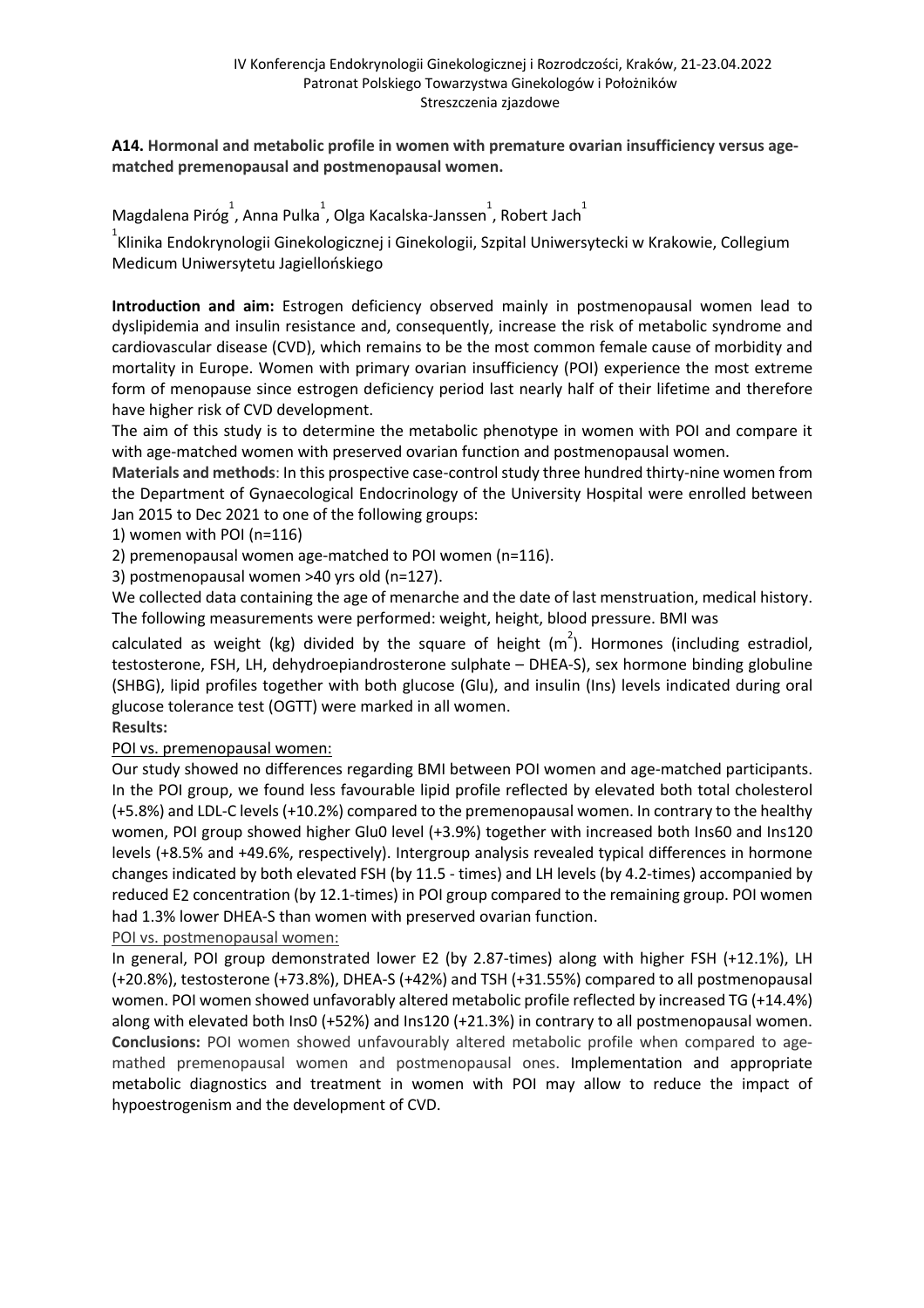**A14. Hormonal and metabolic profile in women with premature ovarian insufficiency versus age-matched premenopausal and postmenopausal women.**

Magdalena Piróg[1], Anna Pulka[1], Olga Kacalska-Janssen[1], Robert Jach[1]

[1]Klinika Endokrynologii Ginekologicznej i Ginekologii, Szpital Uniwersytecki w Krakowie, Collegium Medicum Uniwersytetu Jagiellońskiego

**Introduction and aim:** Estrogen deficiency observed mainly in postmenopausal women lead to dyslipidemia and insulin resistance and, consequently, increase the risk of metabolic syndrome and cardiovascular disease (CVD), which remains to be the most common female cause of morbidity and mortality in Europe. Women with primary ovarian insufficiency (POI) experience the most extreme form of menopause since estrogen deficiency period last nearly half of their lifetime and therefore have higher risk of CVD development.

The aim of this study is to determine the metabolic phenotype in women with POI and compare it with age-matched women with preserved ovarian function and postmenopausal women.

**Materials and methods**: In this prospective case-control study three hundred thirty-nine women from the Department of Gynaecological Endocrinology of the University Hospital were enrolled between Jan 2015 to Dec 2021 to one of the following groups:

1) women with POI (n=116)
2) premenopausal women age-matched to POI women (n=116).
3) postmenopausal women >40 yrs old (n=127).

We collected data containing the age of menarche and the date of last menstruation, medical history. The following measurements were performed: weight, height, blood pressure. BMI was calculated as weight (kg) divided by the square of height ($m^2$). Hormones (including estradiol, testosterone, FSH, LH, dehydroepiandrosterone sulphate – DHEA-S), sex hormone binding globuline (SHBG), lipid profiles together with both glucose (Glu), and insulin (Ins) levels indicated during oral glucose tolerance test (OGTT) were marked in all women.

**Results:**

POI vs. premenopausal women:

Our study showed no differences regarding BMI between POI women and age-matched participants. In the POI group, we found less favourable lipid profile reflected by elevated both total cholesterol (+5.8%) and LDL-C levels (+10.2%) compared to the premenopausal women. In contrary to the healthy women, POI group showed higher Glu0 level (+3.9%) together with increased both Ins60 and Ins120 levels (+8.5% and +49.6%, respectively). Intergroup analysis revealed typical differences in hormone changes indicated by both elevated FSH (by 11.5 - times) and LH levels (by 4.2-times) accompanied by reduced E2 concentration (by 12.1-times) in POI group compared to the remaining group. POI women had 1.3% lower DHEA-S than women with preserved ovarian function.

POI vs. postmenopausal women:

In general, POI group demonstrated lower E2 (by 2.87-times) along with higher FSH (+12.1%), LH (+20.8%), testosterone (+73.8%), DHEA-S (+42%) and TSH (+31.55%) compared to all postmenopausal women. POI women showed unfavorably altered metabolic profile reflected by increased TG (+14.4%) along with elevated both Ins0 (+52%) and Ins120 (+21.3%) in contrary to all postmenopausal women.

**Conclusions:** POI women showed unfavourably altered metabolic profile when compared to age-mathed premenopausal women and postmenopausal ones. Implementation and appropriate metabolic diagnostics and treatment in women with POI may allow to reduce the impact of hypoestrogenism and the development of CVD.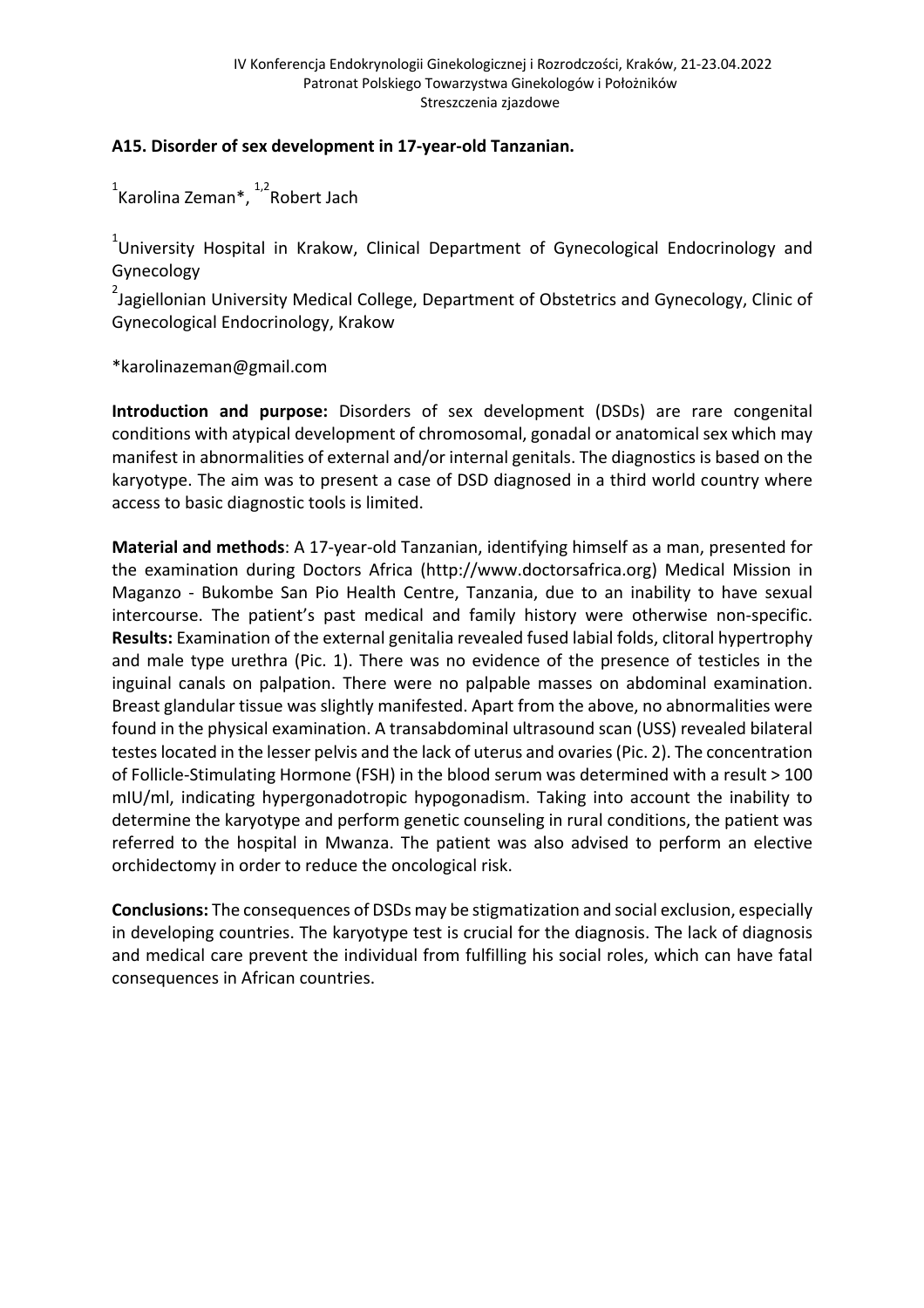**A15. Disorder of sex development in 17-year-old Tanzanian.**

[1]Karolina Zeman*, [1,2]Robert Jach

[1]University Hospital in Krakow, Clinical Department of Gynecological Endocrinology and Gynecology

[2]Jagiellonian University Medical College, Department of Obstetrics and Gynecology, Clinic of Gynecological Endocrinology, Krakow

*karolinazeman@gmail.com

**Introduction and purpose:** Disorders of sex development (DSDs) are rare congenital conditions with atypical development of chromosomal, gonadal or anatomical sex which may manifest in abnormalities of external and/or internal genitals. The diagnostics is based on the karyotype. The aim was to present a case of DSD diagnosed in a third world country where access to basic diagnostic tools is limited.

**Material and methods**: A 17-year-old Tanzanian, identifying himself as a man, presented for the examination during Doctors Africa (http://www.doctorsafrica.org) Medical Mission in Maganzo - Bukombe San Pio Health Centre, Tanzania, due to an inability to have sexual intercourse. The patient's past medical and family history were otherwise non-specific.
**Results:** Examination of the external genitalia revealed fused labial folds, clitoral hypertrophy and male type urethra (Pic. 1). There was no evidence of the presence of testicles in the inguinal canals on palpation. There were no palpable masses on abdominal examination. Breast glandular tissue was slightly manifested. Apart from the above, no abnormalities were found in the physical examination. A transabdominal ultrasound scan (USS) revealed bilateral testes located in the lesser pelvis and the lack of uterus and ovaries (Pic. 2). The concentration of Follicle-Stimulating Hormone (FSH) in the blood serum was determined with a result > 100 mIU/ml, indicating hypergonadotropic hypogonadism. Taking into account the inability to determine the karyotype and perform genetic counseling in rural conditions, the patient was referred to the hospital in Mwanza. The patient was also advised to perform an elective orchidectomy in order to reduce the oncological risk.

**Conclusions:** The consequences of DSDs may be stigmatization and social exclusion, especially in developing countries. The karyotype test is crucial for the diagnosis. The lack of diagnosis and medical care prevent the individual from fulfilling his social roles, which can have fatal consequences in African countries.